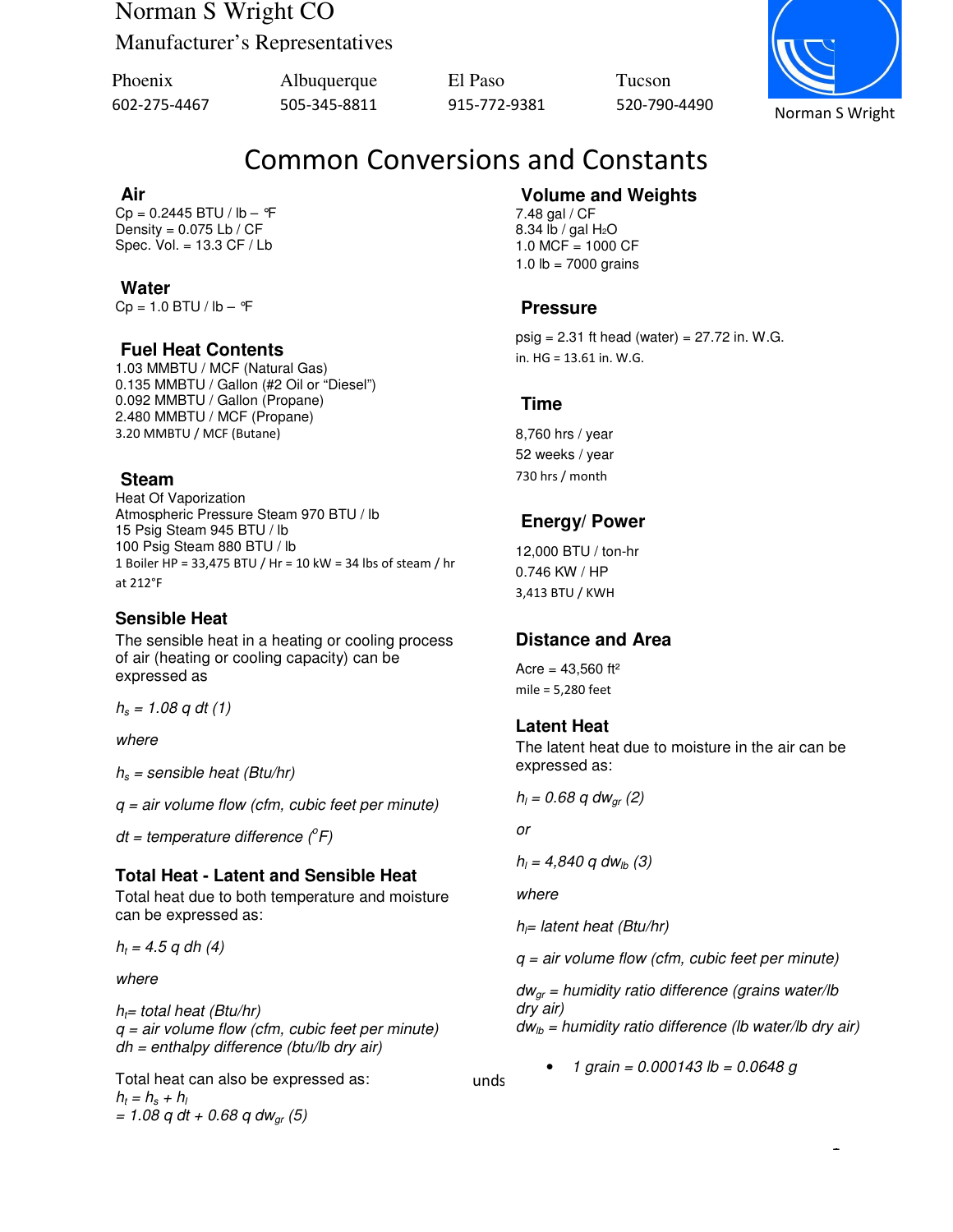Norman S Wright CO

Manufacturer's Representatives

Phoenix 602-275-4467
Albuquerque 505-345-8811
El Paso 915-772-9381
Tucson 520-790-4490

Norman S Wright

# Common Conversions and Constants

## Air

Cp = 0.2445 BTU / lb – °F
Density = 0.075 Lb / CF
Spec. Vol. = 13.3 CF / Lb

## Water

Cp = 1.0 BTU / lb – °F

## Fuel Heat Contents

1.03 MMBTU / MCF (Natural Gas)
0.135 MMBTU / Gallon (#2 Oil or "Diesel")
0.092 MMBTU / Gallon (Propane)
2.480 MMBTU / MCF (Propane)
3.20 MMBTU / MCF (Butane)

## Steam

Heat Of Vaporization
Atmospheric Pressure Steam 970 BTU / lb
15 Psig Steam 945 BTU / lb
100 Psig Steam 880 BTU / lb
1 Boiler HP = 33,475 BTU / Hr = 10 kW = 34 lbs of steam / hr at 212°F

## Sensible Heat

The sensible heat in a heating or cooling process of air (heating or cooling capacity) can be expressed as

$h_s = 1.08\ q\ dt$ (1)

*where*

$h_s$ = *sensible heat (Btu/hr)*

$q$ = *air volume flow (cfm, cubic feet per minute)*

$dt$ = *temperature difference ($^oF$)*

## Total Heat - Latent and Sensible Heat

Total heat due to both temperature and moisture can be expressed as:

$h_t = 4.5\ q\ dh$ (4)

*where*

$h_t$= *total heat (Btu/hr)*
$q$ = *air volume flow (cfm, cubic feet per minute)*
$dh$ = *enthalpy difference (btu/lb dry air)*

Total heat can also be expressed as:
$h_t = h_s + h_l$
$= 1.08\ q\ dt + 0.68\ q\ dw_{gr}$ (5)

## Volume and Weights

7.48 gal / CF
8.34 lb / gal $H_2O$
1.0 MCF = 1000 CF
1.0 lb = 7000 grains

## Pressure

psig = 2.31 ft head (water) = 27.72 in. W.G.
in. HG = 13.61 in. W.G.

## Time

8,760 hrs / year
52 weeks / year
730 hrs / month

## Energy/ Power

12,000 BTU / ton-hr
0.746 KW / HP
3,413 BTU / KWH

## Distance and Area

Acre = 43,560 ft²
mile = 5,280 feet

## Latent Heat

The latent heat due to moisture in the air can be expressed as:

$h_l = 0.68\ q\ dw_{gr}$ (2)

*or*

$h_l = 4{,}840\ q\ dw_{lb}$ (3)

*where*

$h_l$= *latent heat (Btu/hr)*

$q$ = *air volume flow (cfm, cubic feet per minute)*

$dw_{gr}$ = *humidity ratio difference (grains water/lb dry air)*
$dw_{lb}$ = *humidity ratio difference (lb water/lb dry air)*

- *1 grain = 0.000143 lb = 0.0648 g*

unds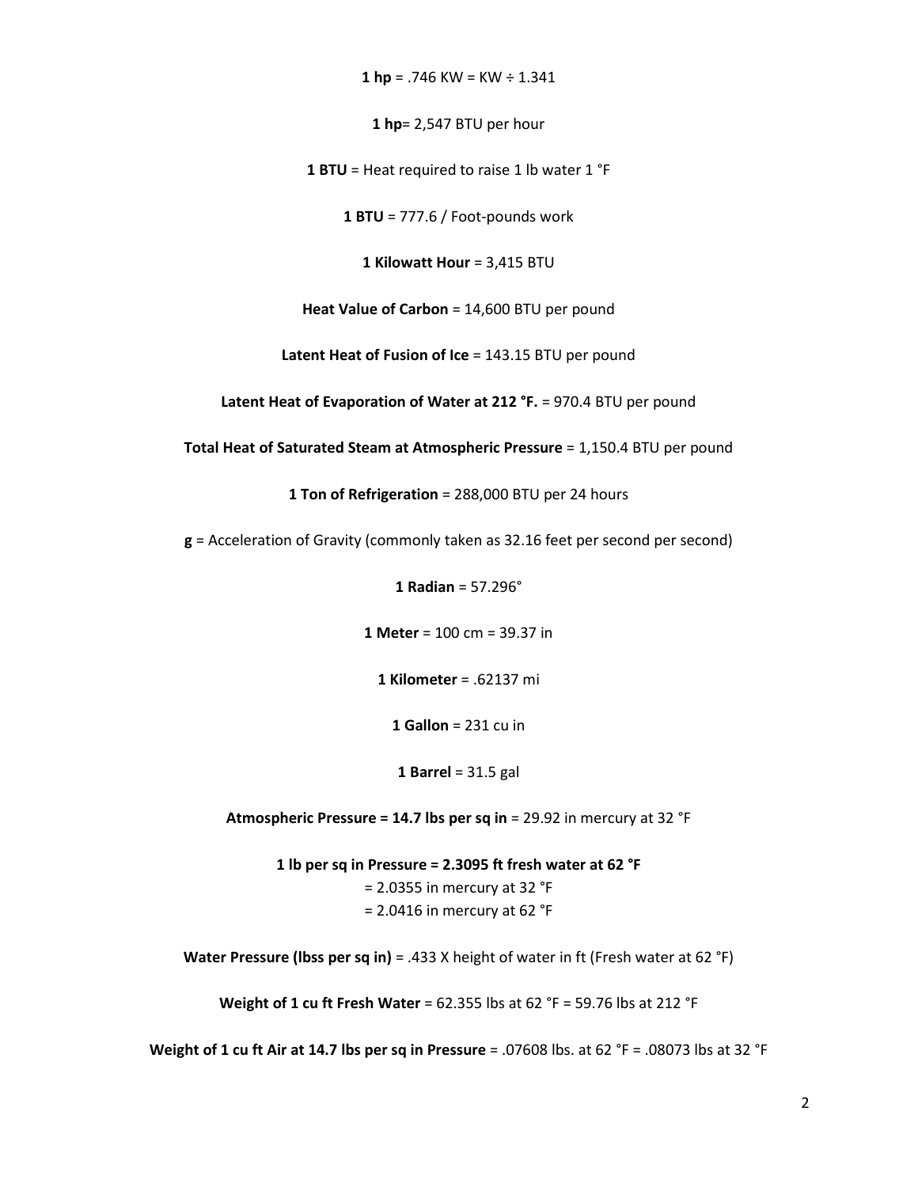**1 hp** = .746 KW = KW ÷ 1.341

**1 hp**= 2,547 BTU per hour

**1 BTU** = Heat required to raise 1 lb water 1 °F

**1 BTU** = 777.6 / Foot-pounds work

**1 Kilowatt Hour** = 3,415 BTU

**Heat Value of Carbon** = 14,600 BTU per pound

**Latent Heat of Fusion of Ice** = 143.15 BTU per pound

**Latent Heat of Evaporation of Water at 212 °F.** = 970.4 BTU per pound

**Total Heat of Saturated Steam at Atmospheric Pressure** = 1,150.4 BTU per pound

**1 Ton of Refrigeration** = 288,000 BTU per 24 hours

**g** = Acceleration of Gravity (commonly taken as 32.16 feet per second per second)

**1 Radian** = 57.296°

**1 Meter** = 100 cm = 39.37 in

**1 Kilometer** = .62137 mi

**1 Gallon** = 231 cu in

**1 Barrel** = 31.5 gal

**Atmospheric Pressure = 14.7 lbs per sq in** = 29.92 in mercury at 32 °F

**1 lb per sq in Pressure = 2.3095 ft fresh water at 62 °F**
= 2.0355 in mercury at 32 °F
= 2.0416 in mercury at 62 °F

**Water Pressure (lbss per sq in)** = .433 X height of water in ft (Fresh water at 62 °F)

**Weight of 1 cu ft Fresh Water** = 62.355 lbs at 62 °F = 59.76 lbs at 212 °F

**Weight of 1 cu ft Air at 14.7 lbs per sq in Pressure** = .07608 lbs. at 62 °F = .08073 lbs at 32 °F